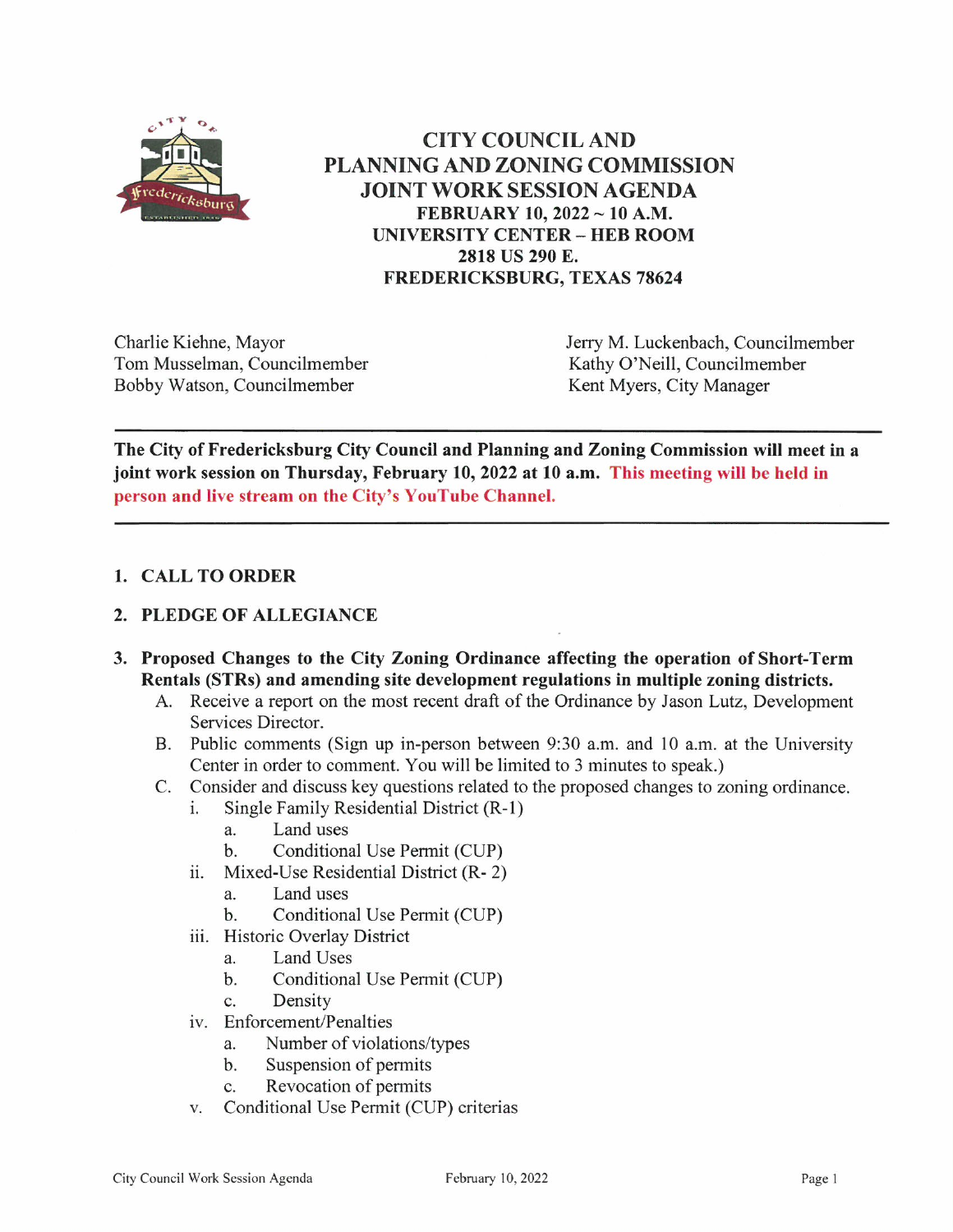# CITY COUNCIL AND PLANNING AND ZONING COMMISSION JOINT WORK SESSION AGENDA

**FEBRUARY 10, 2022 ~ 10 A.M.**
**UNIVERSITY CENTER – HEB ROOM**
**2818 US 290 E.**
**FREDERICKSBURG, TEXAS 78624**

Charlie Kiehne, Mayor
Tom Musselman, Councilmember
Bobby Watson, Councilmember
Jerry M. Luckenbach, Councilmember
Kathy O'Neill, Councilmember
Kent Myers, City Manager

---

**The City of Fredericksburg City Council and Planning and Zoning Commission will meet in a joint work session on Thursday, February 10, 2022 at 10 a.m. This meeting will be held in person and live stream on the City's YouTube Channel.**

---

1. **CALL TO ORDER**

2. **PLEDGE OF ALLEGIANCE**

3. **Proposed Changes to the City Zoning Ordinance affecting the operation of Short-Term Rentals (STRs) and amending site development regulations in multiple zoning districts.**
   - A. Receive a report on the most recent draft of the Ordinance by Jason Lutz, Development Services Director.
   - B. Public comments (Sign up in-person between 9:30 a.m. and 10 a.m. at the University Center in order to comment. You will be limited to 3 minutes to speak.)
   - C. Consider and discuss key questions related to the proposed changes to zoning ordinance.
     - i. Single Family Residential District (R-1)
       - a. Land uses
       - b. Conditional Use Permit (CUP)
     - ii. Mixed-Use Residential District (R- 2)
       - a. Land uses
       - b. Conditional Use Permit (CUP)
     - iii. Historic Overlay District
       - a. Land Uses
       - b. Conditional Use Permit (CUP)
       - c. Density
     - iv. Enforcement/Penalties
       - a. Number of violations/types
       - b. Suspension of permits
       - c. Revocation of permits
     - v. Conditional Use Permit (CUP) criterias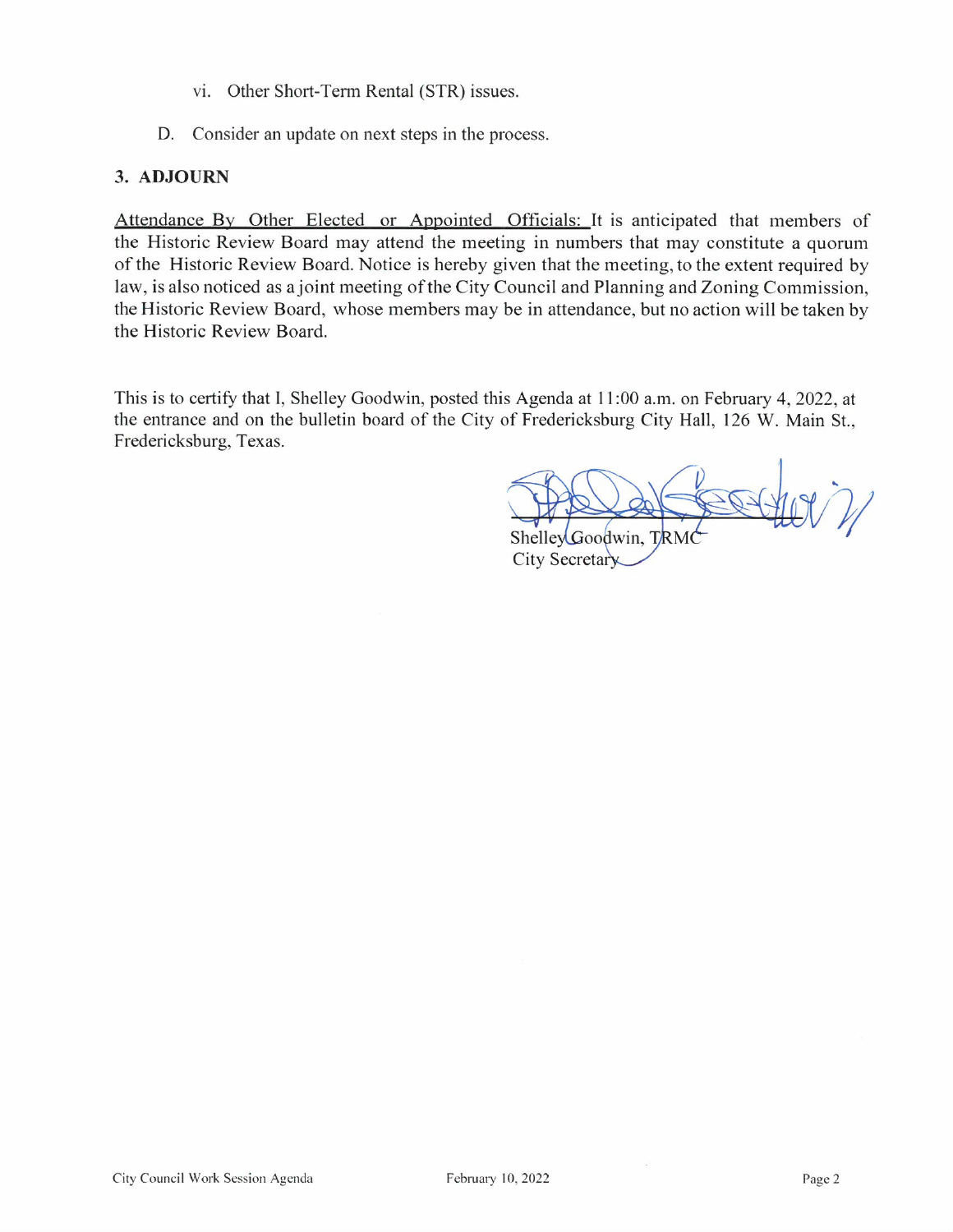vi. Other Short-Term Rental (STR) issues.

D. Consider an update on next steps in the process.

## 3. ADJOURN

Attendance By Other Elected or Appointed Officials: It is anticipated that members of the Historic Review Board may attend the meeting in numbers that may constitute a quorum of the Historic Review Board. Notice is hereby given that the meeting, to the extent required by law, is also noticed as a joint meeting of the City Council and Planning and Zoning Commission, the Historic Review Board, whose members may be in attendance, but no action will be taken by the Historic Review Board.

This is to certify that I, Shelley Goodwin, posted this Agenda at 11:00 a.m. on February 4, 2022, at the entrance and on the bulletin board of the City of Fredericksburg City Hall, 126 W. Main St., Fredericksburg, Texas.

Shelley Goodwin, TRMC
City Secretary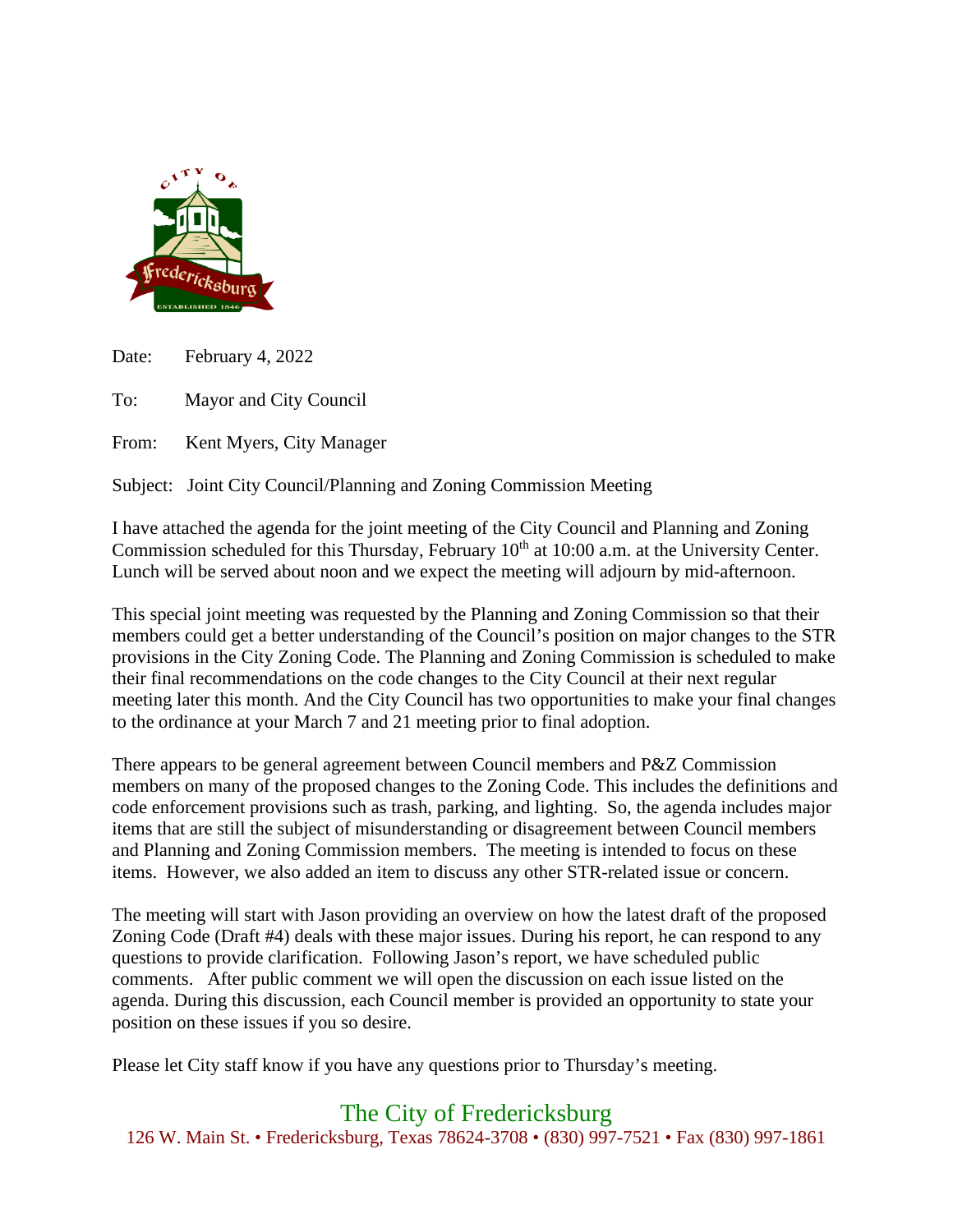Date: February 4, 2022

To: Mayor and City Council

From: Kent Myers, City Manager

Subject: Joint City Council/Planning and Zoning Commission Meeting

I have attached the agenda for the joint meeting of the City Council and Planning and Zoning Commission scheduled for this Thursday, February 10th at 10:00 a.m. at the University Center. Lunch will be served about noon and we expect the meeting will adjourn by mid-afternoon.

This special joint meeting was requested by the Planning and Zoning Commission so that their members could get a better understanding of the Council's position on major changes to the STR provisions in the City Zoning Code. The Planning and Zoning Commission is scheduled to make their final recommendations on the code changes to the City Council at their next regular meeting later this month. And the City Council has two opportunities to make your final changes to the ordinance at your March 7 and 21 meeting prior to final adoption.

There appears to be general agreement between Council members and P&Z Commission members on many of the proposed changes to the Zoning Code. This includes the definitions and code enforcement provisions such as trash, parking, and lighting. So, the agenda includes major items that are still the subject of misunderstanding or disagreement between Council members and Planning and Zoning Commission members. The meeting is intended to focus on these items. However, we also added an item to discuss any other STR-related issue or concern.

The meeting will start with Jason providing an overview on how the latest draft of the proposed Zoning Code (Draft #4) deals with these major issues. During his report, he can respond to any questions to provide clarification. Following Jason's report, we have scheduled public comments. After public comment we will open the discussion on each issue listed on the agenda. During this discussion, each Council member is provided an opportunity to state your position on these issues if you so desire.

Please let City staff know if you have any questions prior to Thursday's meeting.

The City of Fredericksburg

126 W. Main St. • Fredericksburg, Texas 78624-3708 • (830) 997-7521 • Fax (830) 997-1861